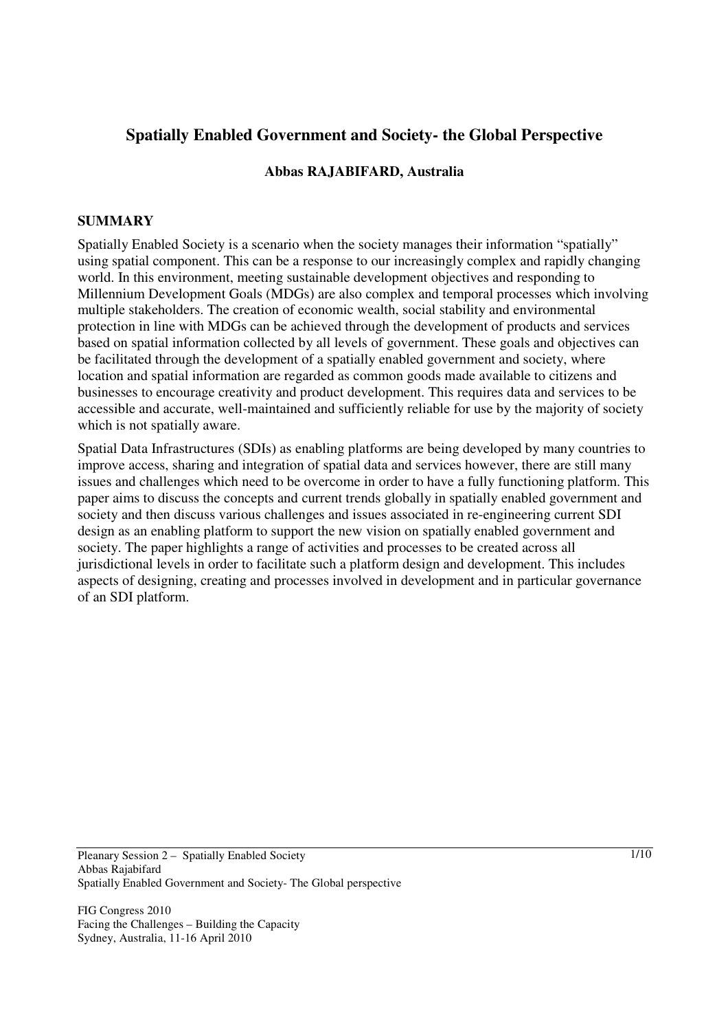# Spatially Enabled Government and Society- the Global Perspective

**Abbas RAJABIFARD, Australia**

## SUMMARY

Spatially Enabled Society is a scenario when the society manages their information "spatially" using spatial component. This can be a response to our increasingly complex and rapidly changing world. In this environment, meeting sustainable development objectives and responding to Millennium Development Goals (MDGs) are also complex and temporal processes which involving multiple stakeholders. The creation of economic wealth, social stability and environmental protection in line with MDGs can be achieved through the development of products and services based on spatial information collected by all levels of government. These goals and objectives can be facilitated through the development of a spatially enabled government and society, where location and spatial information are regarded as common goods made available to citizens and businesses to encourage creativity and product development. This requires data and services to be accessible and accurate, well-maintained and sufficiently reliable for use by the majority of society which is not spatially aware.

Spatial Data Infrastructures (SDIs) as enabling platforms are being developed by many countries to improve access, sharing and integration of spatial data and services however, there are still many issues and challenges which need to be overcome in order to have a fully functioning platform. This paper aims to discuss the concepts and current trends globally in spatially enabled government and society and then discuss various challenges and issues associated in re-engineering current SDI design as an enabling platform to support the new vision on spatially enabled government and society. The paper highlights a range of activities and processes to be created across all jurisdictional levels in order to facilitate such a platform design and development. This includes aspects of designing, creating and processes involved in development and in particular governance of an SDI platform.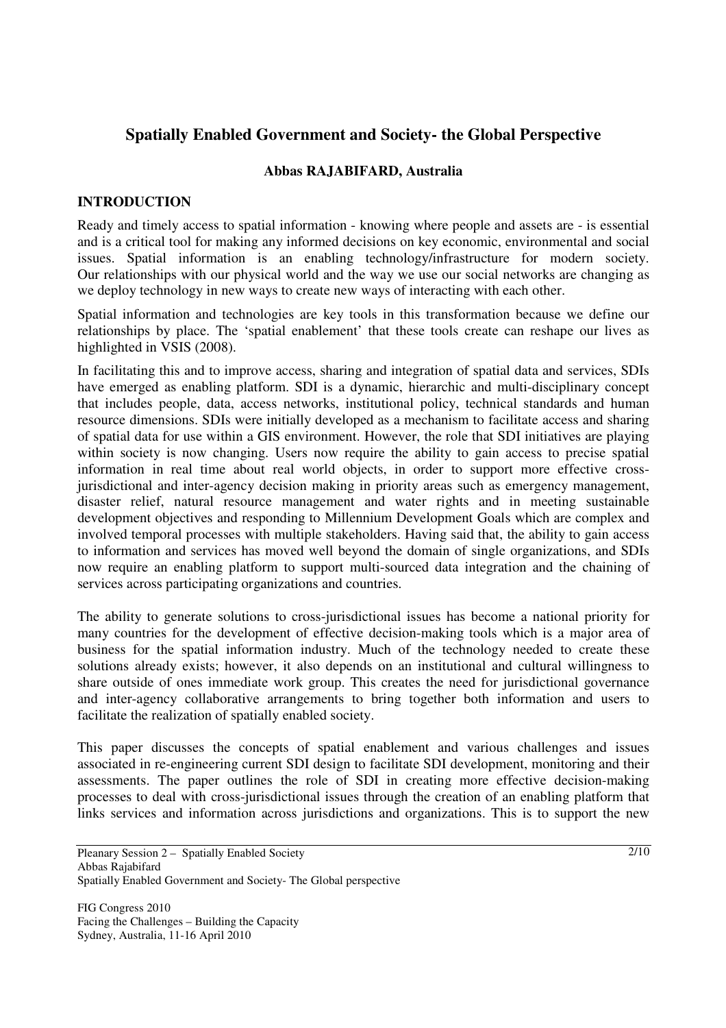# Spatially Enabled Government and Society- the Global Perspective

**Abbas RAJABIFARD, Australia**

## INTRODUCTION

Ready and timely access to spatial information - knowing where people and assets are - is essential and is a critical tool for making any informed decisions on key economic, environmental and social issues. Spatial information is an enabling technology/infrastructure for modern society. Our relationships with our physical world and the way we use our social networks are changing as we deploy technology in new ways to create new ways of interacting with each other.

Spatial information and technologies are key tools in this transformation because we define our relationships by place. The 'spatial enablement' that these tools create can reshape our lives as highlighted in VSIS (2008).

In facilitating this and to improve access, sharing and integration of spatial data and services, SDIs have emerged as enabling platform. SDI is a dynamic, hierarchic and multi-disciplinary concept that includes people, data, access networks, institutional policy, technical standards and human resource dimensions. SDIs were initially developed as a mechanism to facilitate access and sharing of spatial data for use within a GIS environment. However, the role that SDI initiatives are playing within society is now changing. Users now require the ability to gain access to precise spatial information in real time about real world objects, in order to support more effective cross-jurisdictional and inter-agency decision making in priority areas such as emergency management, disaster relief, natural resource management and water rights and in meeting sustainable development objectives and responding to Millennium Development Goals which are complex and involved temporal processes with multiple stakeholders. Having said that, the ability to gain access to information and services has moved well beyond the domain of single organizations, and SDIs now require an enabling platform to support multi-sourced data integration and the chaining of services across participating organizations and countries.

The ability to generate solutions to cross-jurisdictional issues has become a national priority for many countries for the development of effective decision-making tools which is a major area of business for the spatial information industry. Much of the technology needed to create these solutions already exists; however, it also depends on an institutional and cultural willingness to share outside of ones immediate work group. This creates the need for jurisdictional governance and inter-agency collaborative arrangements to bring together both information and users to facilitate the realization of spatially enabled society.

This paper discusses the concepts of spatial enablement and various challenges and issues associated in re-engineering current SDI design to facilitate SDI development, monitoring and their assessments. The paper outlines the role of SDI in creating more effective decision-making processes to deal with cross-jurisdictional issues through the creation of an enabling platform that links services and information across jurisdictions and organizations. This is to support the new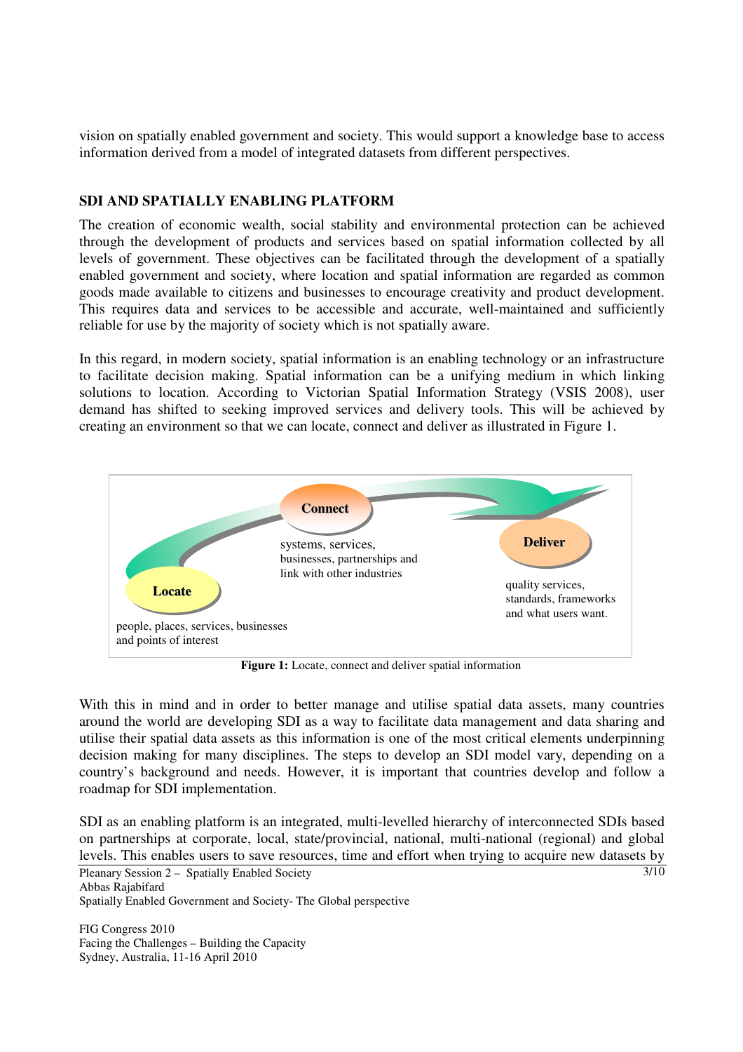vision on spatially enabled government and society. This would support a knowledge base to access information derived from a model of integrated datasets from different perspectives.

## SDI AND SPATIALLY ENABLING PLATFORM

The creation of economic wealth, social stability and environmental protection can be achieved through the development of products and services based on spatial information collected by all levels of government. These objectives can be facilitated through the development of a spatially enabled government and society, where location and spatial information are regarded as common goods made available to citizens and businesses to encourage creativity and product development. This requires data and services to be accessible and accurate, well-maintained and sufficiently reliable for use by the majority of society which is not spatially aware.

In this regard, in modern society, spatial information is an enabling technology or an infrastructure to facilitate decision making. Spatial information can be a unifying medium in which linking solutions to location. According to Victorian Spatial Information Strategy (VSIS 2008), user demand has shifted to seeking improved services and delivery tools. This will be achieved by creating an environment so that we can locate, connect and deliver as illustrated in Figure 1.

**Locate** — people, places, services, businesses and points of interest

**Connect** — systems, services, businesses, partnerships and link with other industries

**Deliver** — quality services, standards, frameworks and what users want.

**Figure 1:** Locate, connect and deliver spatial information

With this in mind and in order to better manage and utilise spatial data assets, many countries around the world are developing SDI as a way to facilitate data management and data sharing and utilise their spatial data assets as this information is one of the most critical elements underpinning decision making for many disciplines. The steps to develop an SDI model vary, depending on a country's background and needs. However, it is important that countries develop and follow a roadmap for SDI implementation.

SDI as an enabling platform is an integrated, multi-levelled hierarchy of interconnected SDIs based on partnerships at corporate, local, state/provincial, national, multi-national (regional) and global levels. This enables users to save resources, time and effort when trying to acquire new datasets by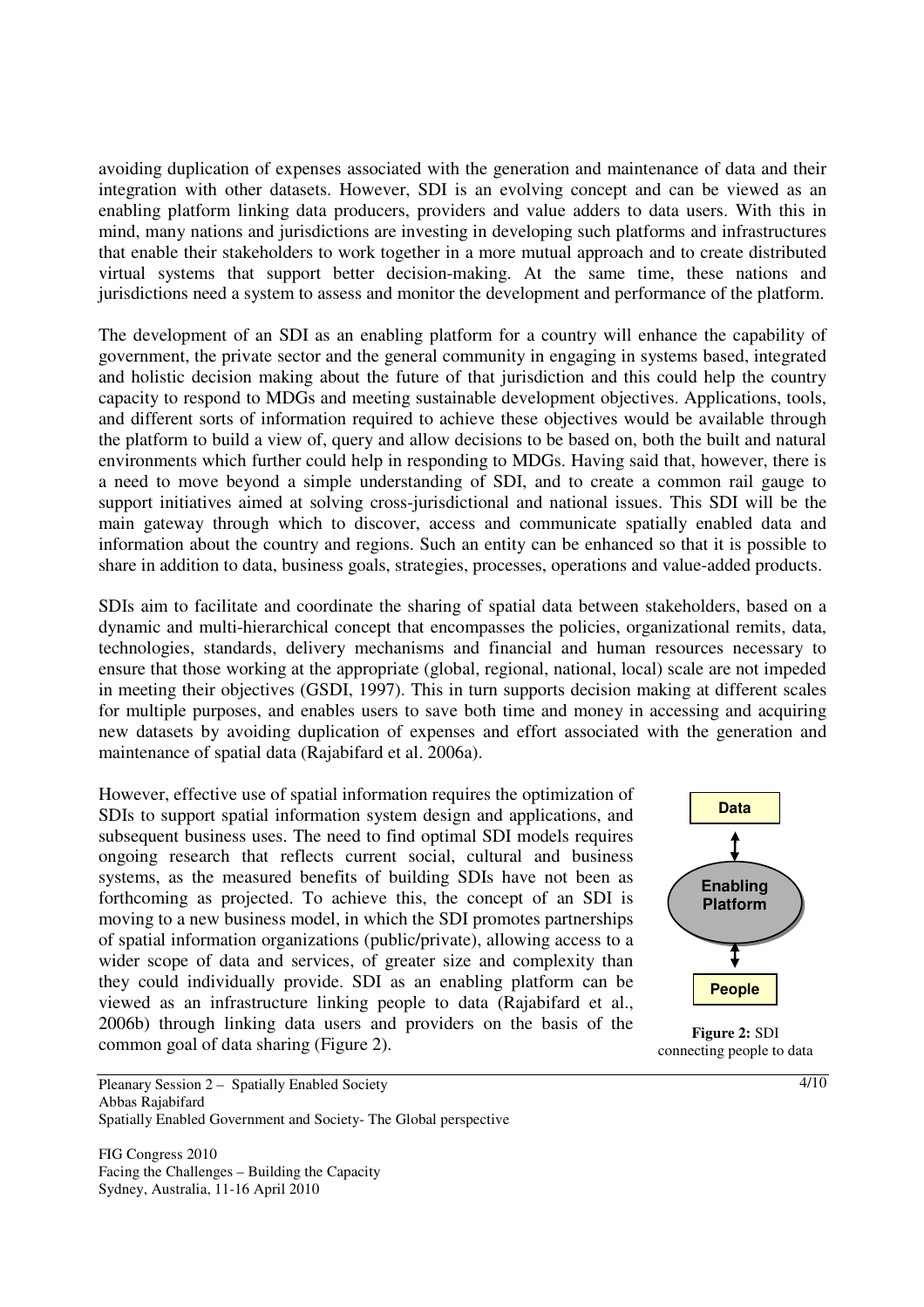avoiding duplication of expenses associated with the generation and maintenance of data and their integration with other datasets. However, SDI is an evolving concept and can be viewed as an enabling platform linking data producers, providers and value adders to data users. With this in mind, many nations and jurisdictions are investing in developing such platforms and infrastructures that enable their stakeholders to work together in a more mutual approach and to create distributed virtual systems that support better decision-making. At the same time, these nations and jurisdictions need a system to assess and monitor the development and performance of the platform.

The development of an SDI as an enabling platform for a country will enhance the capability of government, the private sector and the general community in engaging in systems based, integrated and holistic decision making about the future of that jurisdiction and this could help the country capacity to respond to MDGs and meeting sustainable development objectives. Applications, tools, and different sorts of information required to achieve these objectives would be available through the platform to build a view of, query and allow decisions to be based on, both the built and natural environments which further could help in responding to MDGs. Having said that, however, there is a need to move beyond a simple understanding of SDI, and to create a common rail gauge to support initiatives aimed at solving cross-jurisdictional and national issues. This SDI will be the main gateway through which to discover, access and communicate spatially enabled data and information about the country and regions. Such an entity can be enhanced so that it is possible to share in addition to data, business goals, strategies, processes, operations and value-added products.

SDIs aim to facilitate and coordinate the sharing of spatial data between stakeholders, based on a dynamic and multi-hierarchical concept that encompasses the policies, organizational remits, data, technologies, standards, delivery mechanisms and financial and human resources necessary to ensure that those working at the appropriate (global, regional, national, local) scale are not impeded in meeting their objectives (GSDI, 1997). This in turn supports decision making at different scales for multiple purposes, and enables users to save both time and money in accessing and acquiring new datasets by avoiding duplication of expenses and effort associated with the generation and maintenance of spatial data (Rajabifard et al. 2006a).

However, effective use of spatial information requires the optimization of SDIs to support spatial information system design and applications, and subsequent business uses. The need to find optimal SDI models requires ongoing research that reflects current social, cultural and business systems, as the measured benefits of building SDIs have not been as forthcoming as projected. To achieve this, the concept of an SDI is moving to a new business model, in which the SDI promotes partnerships of spatial information organizations (public/private), allowing access to a wider scope of data and services, of greater size and complexity than they could individually provide. SDI as an enabling platform can be viewed as an infrastructure linking people to data (Rajabifard et al., 2006b) through linking data users and providers on the basis of the common goal of data sharing (Figure 2).

Data

Enabling Platform

People

**Figure 2:** SDI connecting people to data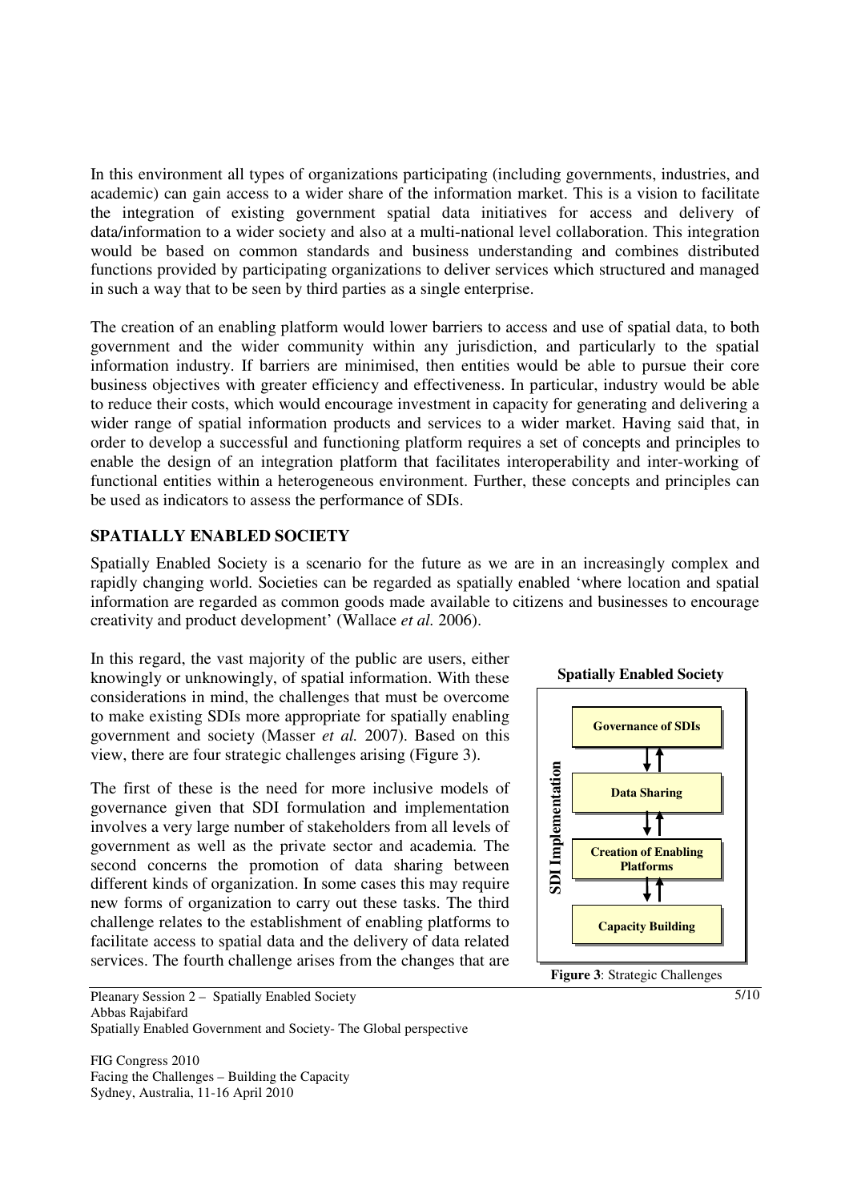In this environment all types of organizations participating (including governments, industries, and academic) can gain access to a wider share of the information market. This is a vision to facilitate the integration of existing government spatial data initiatives for access and delivery of data/information to a wider society and also at a multi-national level collaboration. This integration would be based on common standards and business understanding and combines distributed functions provided by participating organizations to deliver services which structured and managed in such a way that to be seen by third parties as a single enterprise.

The creation of an enabling platform would lower barriers to access and use of spatial data, to both government and the wider community within any jurisdiction, and particularly to the spatial information industry. If barriers are minimised, then entities would be able to pursue their core business objectives with greater efficiency and effectiveness. In particular, industry would be able to reduce their costs, which would encourage investment in capacity for generating and delivering a wider range of spatial information products and services to a wider market. Having said that, in order to develop a successful and functioning platform requires a set of concepts and principles to enable the design of an integration platform that facilitates interoperability and inter-working of functional entities within a heterogeneous environment. Further, these concepts and principles can be used as indicators to assess the performance of SDIs.

## SPATIALLY ENABLED SOCIETY

Spatially Enabled Society is a scenario for the future as we are in an increasingly complex and rapidly changing world. Societies can be regarded as spatially enabled 'where location and spatial information are regarded as common goods made available to citizens and businesses to encourage creativity and product development' (Wallace *et al.* 2006).

In this regard, the vast majority of the public are users, either knowingly or unknowingly, of spatial information. With these considerations in mind, the challenges that must be overcome to make existing SDIs more appropriate for spatially enabling government and society (Masser *et al.* 2007). Based on this view, there are four strategic challenges arising (Figure 3).

The first of these is the need for more inclusive models of governance given that SDI formulation and implementation involves a very large number of stakeholders from all levels of government as well as the private sector and academia. The second concerns the promotion of data sharing between different kinds of organization. In some cases this may require new forms of organization to carry out these tasks. The third challenge relates to the establishment of enabling platforms to facilitate access to spatial data and the delivery of data related services. The fourth challenge arises from the changes that are

**Spatially Enabled Society**

SDI Implementation: Governance of SDIs ↕ Data Sharing ↕ Creation of Enabling Platforms ↕ Capacity Building

**Figure 3**: Strategic Challenges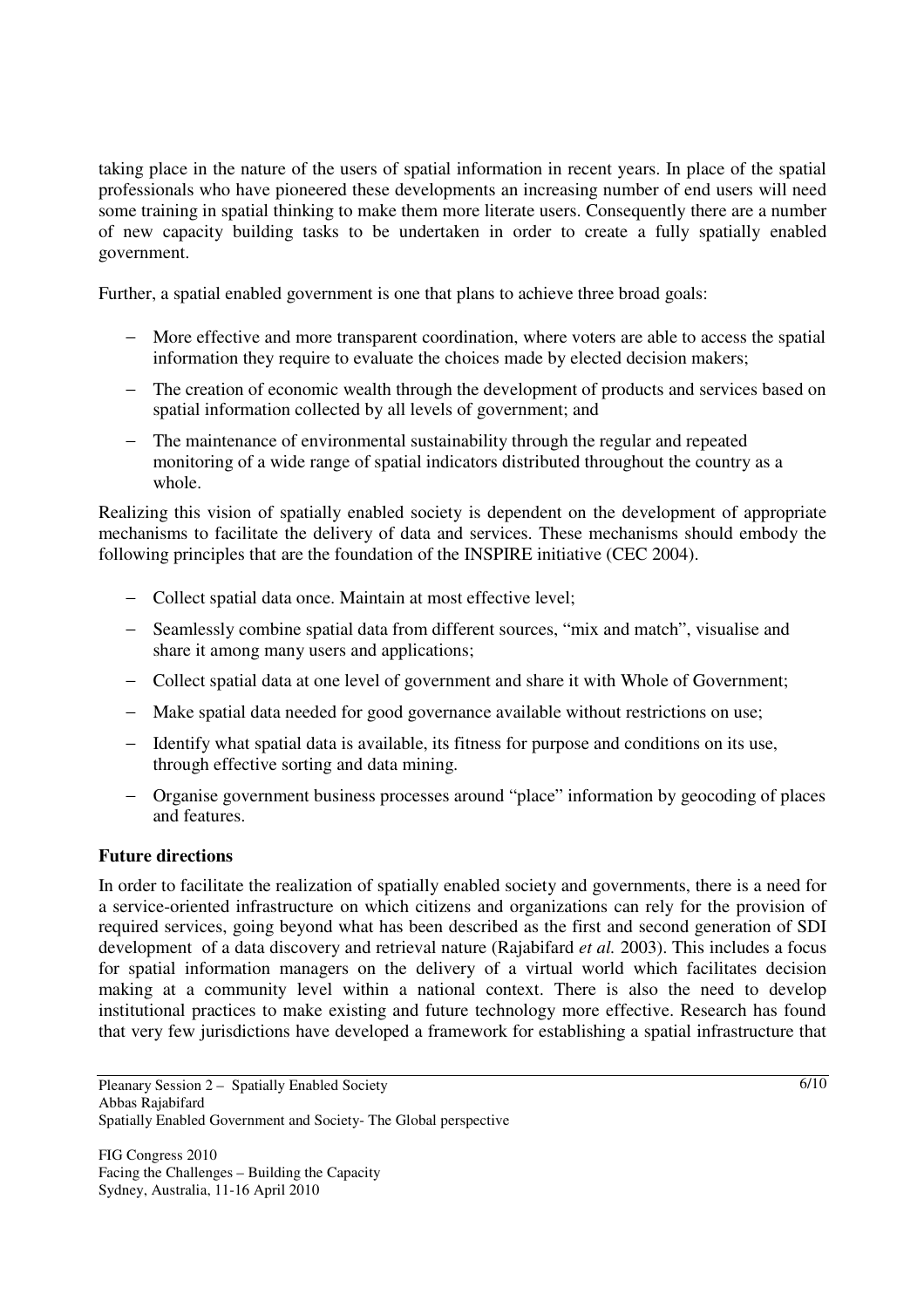taking place in the nature of the users of spatial information in recent years. In place of the spatial professionals who have pioneered these developments an increasing number of end users will need some training in spatial thinking to make them more literate users. Consequently there are a number of new capacity building tasks to be undertaken in order to create a fully spatially enabled government.

Further, a spatial enabled government is one that plans to achieve three broad goals:

- More effective and more transparent coordination, where voters are able to access the spatial information they require to evaluate the choices made by elected decision makers;
- The creation of economic wealth through the development of products and services based on spatial information collected by all levels of government; and
- The maintenance of environmental sustainability through the regular and repeated monitoring of a wide range of spatial indicators distributed throughout the country as a whole.

Realizing this vision of spatially enabled society is dependent on the development of appropriate mechanisms to facilitate the delivery of data and services. These mechanisms should embody the following principles that are the foundation of the INSPIRE initiative (CEC 2004).

- Collect spatial data once. Maintain at most effective level;
- Seamlessly combine spatial data from different sources, "mix and match", visualise and share it among many users and applications;
- Collect spatial data at one level of government and share it with Whole of Government;
- Make spatial data needed for good governance available without restrictions on use;
- Identify what spatial data is available, its fitness for purpose and conditions on its use, through effective sorting and data mining.
- Organise government business processes around "place" information by geocoding of places and features.

**Future directions**

In order to facilitate the realization of spatially enabled society and governments, there is a need for a service-oriented infrastructure on which citizens and organizations can rely for the provision of required services, going beyond what has been described as the first and second generation of SDI development of a data discovery and retrieval nature (Rajabifard *et al.* 2003). This includes a focus for spatial information managers on the delivery of a virtual world which facilitates decision making at a community level within a national context. There is also the need to develop institutional practices to make existing and future technology more effective. Research has found that very few jurisdictions have developed a framework for establishing a spatial infrastructure that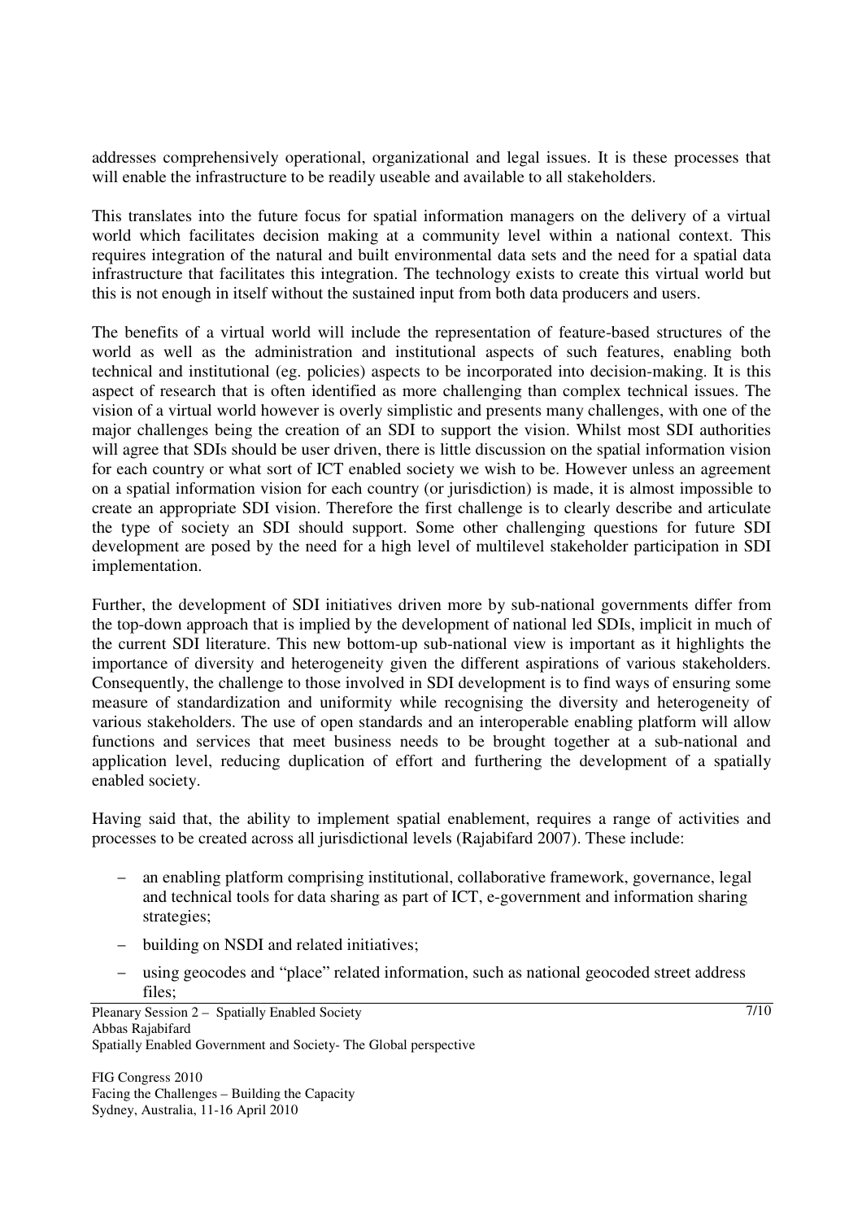addresses comprehensively operational, organizational and legal issues. It is these processes that will enable the infrastructure to be readily useable and available to all stakeholders.

This translates into the future focus for spatial information managers on the delivery of a virtual world which facilitates decision making at a community level within a national context. This requires integration of the natural and built environmental data sets and the need for a spatial data infrastructure that facilitates this integration. The technology exists to create this virtual world but this is not enough in itself without the sustained input from both data producers and users.

The benefits of a virtual world will include the representation of feature-based structures of the world as well as the administration and institutional aspects of such features, enabling both technical and institutional (eg. policies) aspects to be incorporated into decision-making. It is this aspect of research that is often identified as more challenging than complex technical issues. The vision of a virtual world however is overly simplistic and presents many challenges, with one of the major challenges being the creation of an SDI to support the vision. Whilst most SDI authorities will agree that SDIs should be user driven, there is little discussion on the spatial information vision for each country or what sort of ICT enabled society we wish to be. However unless an agreement on a spatial information vision for each country (or jurisdiction) is made, it is almost impossible to create an appropriate SDI vision. Therefore the first challenge is to clearly describe and articulate the type of society an SDI should support. Some other challenging questions for future SDI development are posed by the need for a high level of multilevel stakeholder participation in SDI implementation.

Further, the development of SDI initiatives driven more by sub-national governments differ from the top-down approach that is implied by the development of national led SDIs, implicit in much of the current SDI literature. This new bottom-up sub-national view is important as it highlights the importance of diversity and heterogeneity given the different aspirations of various stakeholders. Consequently, the challenge to those involved in SDI development is to find ways of ensuring some measure of standardization and uniformity while recognising the diversity and heterogeneity of various stakeholders. The use of open standards and an interoperable enabling platform will allow functions and services that meet business needs to be brought together at a sub-national and application level, reducing duplication of effort and furthering the development of a spatially enabled society.

Having said that, the ability to implement spatial enablement, requires a range of activities and processes to be created across all jurisdictional levels (Rajabifard 2007). These include:

- an enabling platform comprising institutional, collaborative framework, governance, legal and technical tools for data sharing as part of ICT, e-government and information sharing strategies;
- building on NSDI and related initiatives;
- using geocodes and "place" related information, such as national geocoded street address files;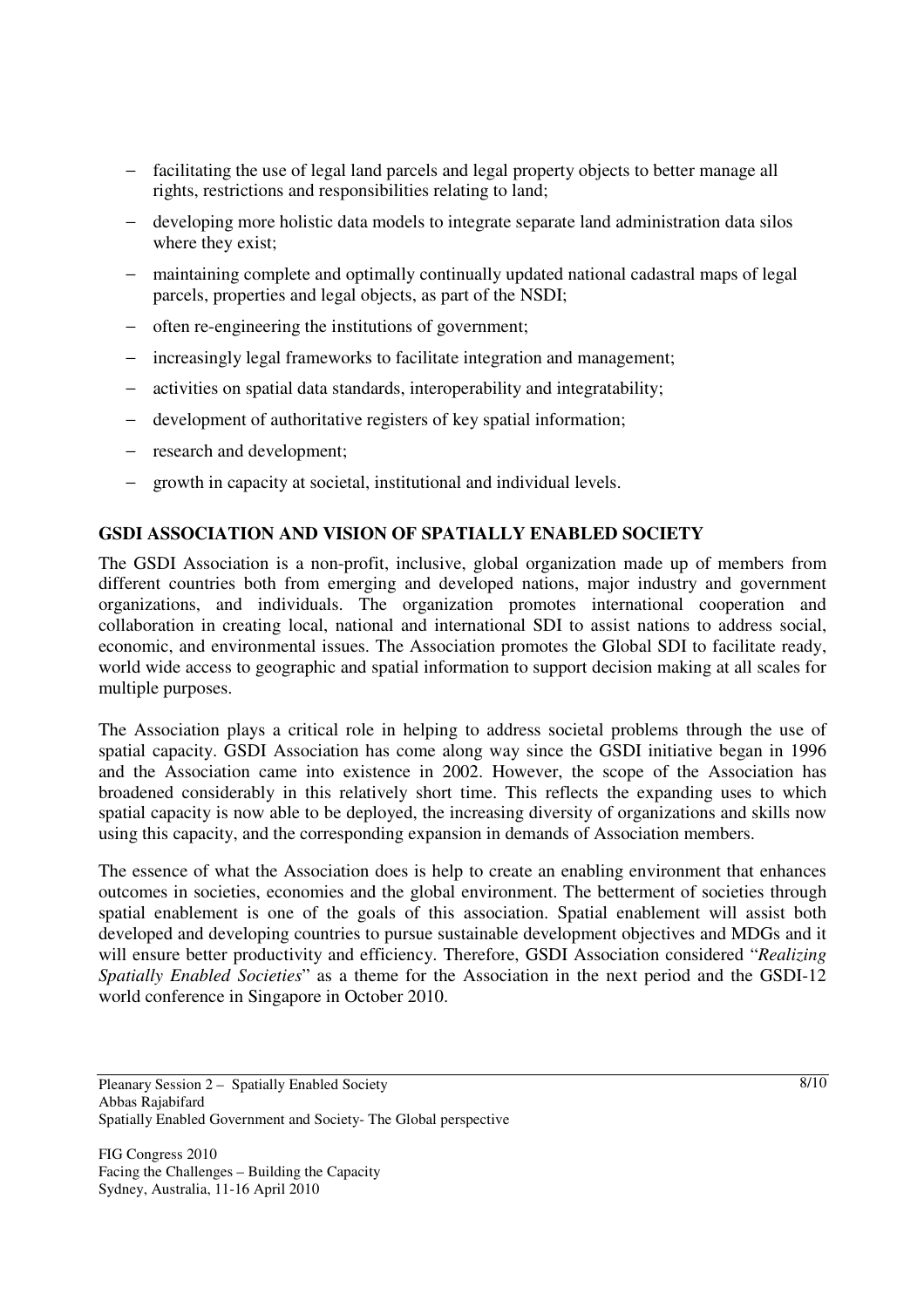- facilitating the use of legal land parcels and legal property objects to better manage all rights, restrictions and responsibilities relating to land;
- developing more holistic data models to integrate separate land administration data silos where they exist;
- maintaining complete and optimally continually updated national cadastral maps of legal parcels, properties and legal objects, as part of the NSDI;
- often re-engineering the institutions of government;
- increasingly legal frameworks to facilitate integration and management;
- activities on spatial data standards, interoperability and integratability;
- development of authoritative registers of key spatial information;
- research and development;
- growth in capacity at societal, institutional and individual levels.

## GSDI ASSOCIATION AND VISION OF SPATIALLY ENABLED SOCIETY

The GSDI Association is a non-profit, inclusive, global organization made up of members from different countries both from emerging and developed nations, major industry and government organizations, and individuals. The organization promotes international cooperation and collaboration in creating local, national and international SDI to assist nations to address social, economic, and environmental issues. The Association promotes the Global SDI to facilitate ready, world wide access to geographic and spatial information to support decision making at all scales for multiple purposes.

The Association plays a critical role in helping to address societal problems through the use of spatial capacity. GSDI Association has come along way since the GSDI initiative began in 1996 and the Association came into existence in 2002. However, the scope of the Association has broadened considerably in this relatively short time. This reflects the expanding uses to which spatial capacity is now able to be deployed, the increasing diversity of organizations and skills now using this capacity, and the corresponding expansion in demands of Association members.

The essence of what the Association does is help to create an enabling environment that enhances outcomes in societies, economies and the global environment. The betterment of societies through spatial enablement is one of the goals of this association. Spatial enablement will assist both developed and developing countries to pursue sustainable development objectives and MDGs and it will ensure better productivity and efficiency. Therefore, GSDI Association considered "*Realizing Spatially Enabled Societies*" as a theme for the Association in the next period and the GSDI-12 world conference in Singapore in October 2010.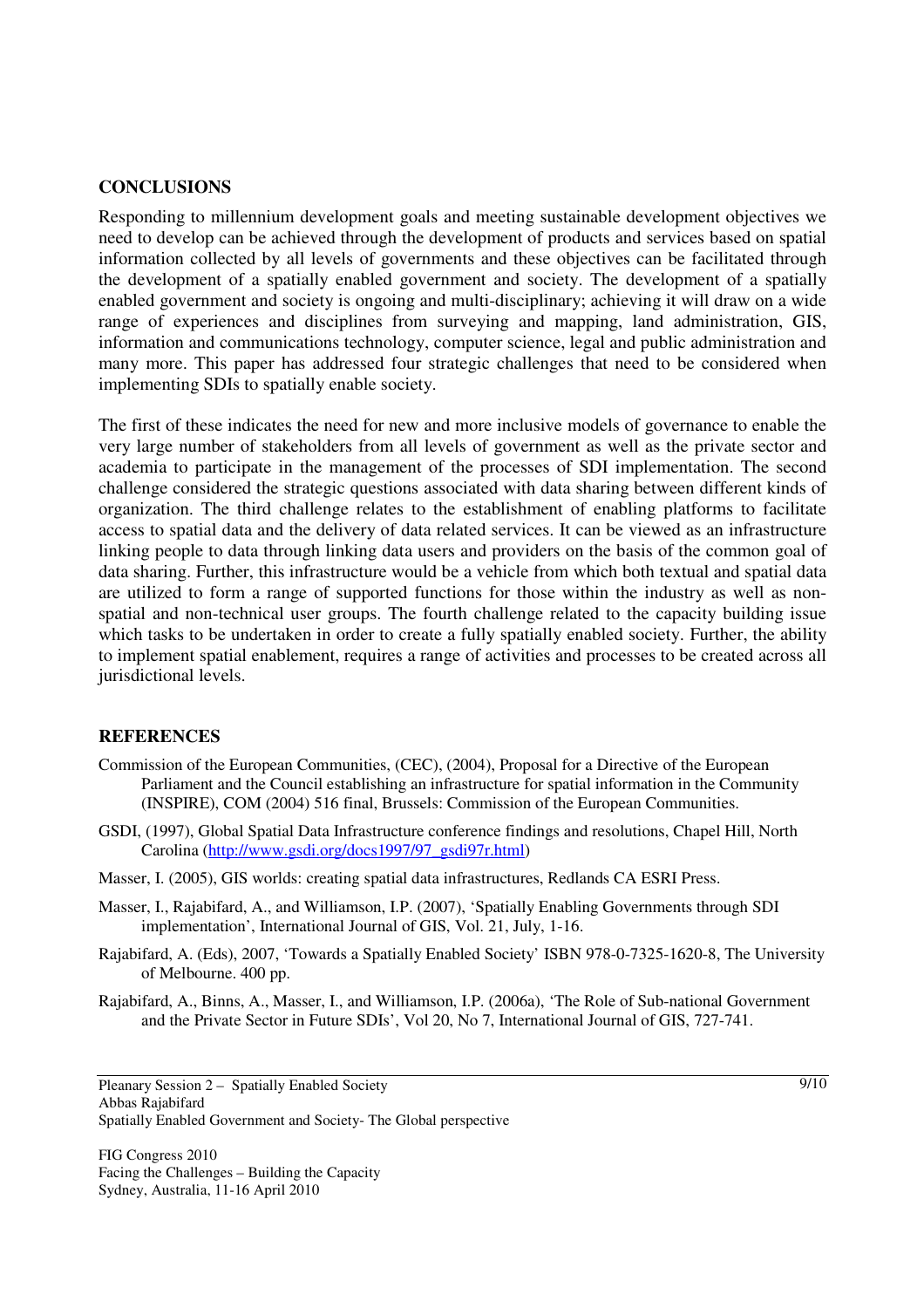## CONCLUSIONS

Responding to millennium development goals and meeting sustainable development objectives we need to develop can be achieved through the development of products and services based on spatial information collected by all levels of governments and these objectives can be facilitated through the development of a spatially enabled government and society. The development of a spatially enabled government and society is ongoing and multi-disciplinary; achieving it will draw on a wide range of experiences and disciplines from surveying and mapping, land administration, GIS, information and communications technology, computer science, legal and public administration and many more. This paper has addressed four strategic challenges that need to be considered when implementing SDIs to spatially enable society.

The first of these indicates the need for new and more inclusive models of governance to enable the very large number of stakeholders from all levels of government as well as the private sector and academia to participate in the management of the processes of SDI implementation. The second challenge considered the strategic questions associated with data sharing between different kinds of organization. The third challenge relates to the establishment of enabling platforms to facilitate access to spatial data and the delivery of data related services. It can be viewed as an infrastructure linking people to data through linking data users and providers on the basis of the common goal of data sharing. Further, this infrastructure would be a vehicle from which both textual and spatial data are utilized to form a range of supported functions for those within the industry as well as non-spatial and non-technical user groups. The fourth challenge related to the capacity building issue which tasks to be undertaken in order to create a fully spatially enabled society. Further, the ability to implement spatial enablement, requires a range of activities and processes to be created across all jurisdictional levels.

## REFERENCES

Commission of the European Communities, (CEC), (2004), Proposal for a Directive of the European Parliament and the Council establishing an infrastructure for spatial information in the Community (INSPIRE), COM (2004) 516 final, Brussels: Commission of the European Communities.

GSDI, (1997), Global Spatial Data Infrastructure conference findings and resolutions, Chapel Hill, North Carolina (http://www.gsdi.org/docs1997/97_gsdi97r.html)

Masser, I. (2005), GIS worlds: creating spatial data infrastructures, Redlands CA ESRI Press.

Masser, I., Rajabifard, A., and Williamson, I.P. (2007), 'Spatially Enabling Governments through SDI implementation', International Journal of GIS, Vol. 21, July, 1-16.

Rajabifard, A. (Eds), 2007, 'Towards a Spatially Enabled Society' ISBN 978-0-7325-1620-8, The University of Melbourne. 400 pp.

Rajabifard, A., Binns, A., Masser, I., and Williamson, I.P. (2006a), 'The Role of Sub-national Government and the Private Sector in Future SDIs', Vol 20, No 7, International Journal of GIS, 727-741.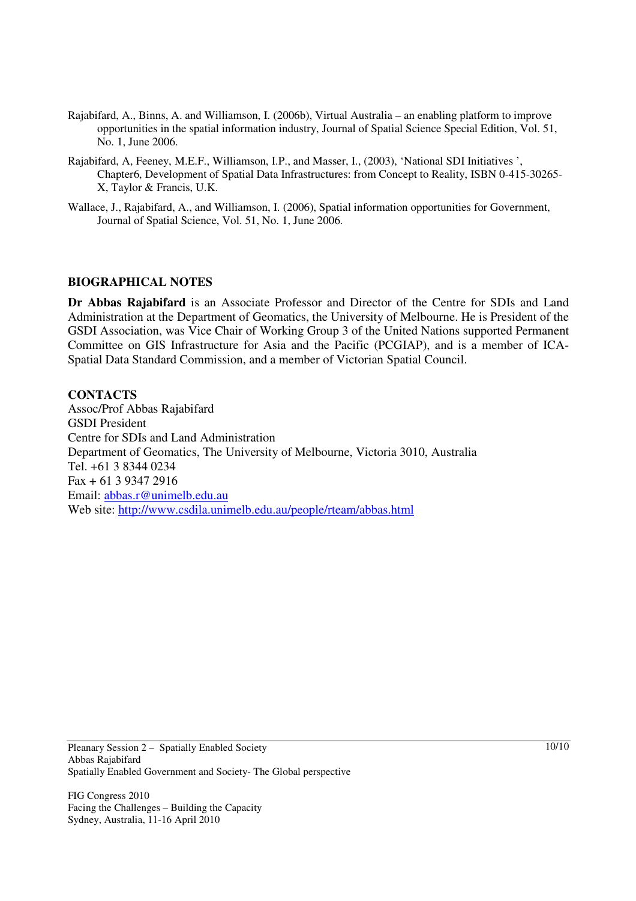Rajabifard, A., Binns, A. and Williamson, I. (2006b), Virtual Australia – an enabling platform to improve opportunities in the spatial information industry, Journal of Spatial Science Special Edition, Vol. 51, No. 1, June 2006.

Rajabifard, A, Feeney, M.E.F., Williamson, I.P., and Masser, I., (2003), 'National SDI Initiatives ', Chapter6, Development of Spatial Data Infrastructures: from Concept to Reality, ISBN 0-415-30265-X, Taylor & Francis, U.K.

Wallace, J., Rajabifard, A., and Williamson, I. (2006), Spatial information opportunities for Government, Journal of Spatial Science, Vol. 51, No. 1, June 2006.

## BIOGRAPHICAL NOTES

**Dr Abbas Rajabifard** is an Associate Professor and Director of the Centre for SDIs and Land Administration at the Department of Geomatics, the University of Melbourne. He is President of the GSDI Association, was Vice Chair of Working Group 3 of the United Nations supported Permanent Committee on GIS Infrastructure for Asia and the Pacific (PCGIAP), and is a member of ICA-Spatial Data Standard Commission, and a member of Victorian Spatial Council.

## CONTACTS

Assoc/Prof Abbas Rajabifard
GSDI President
Centre for SDIs and Land Administration
Department of Geomatics, The University of Melbourne, Victoria 3010, Australia
Tel. +61 3 8344 0234
Fax + 61 3 9347 2916
Email: abbas.r@unimelb.edu.au
Web site: http://www.csdila.unimelb.edu.au/people/rteam/abbas.html